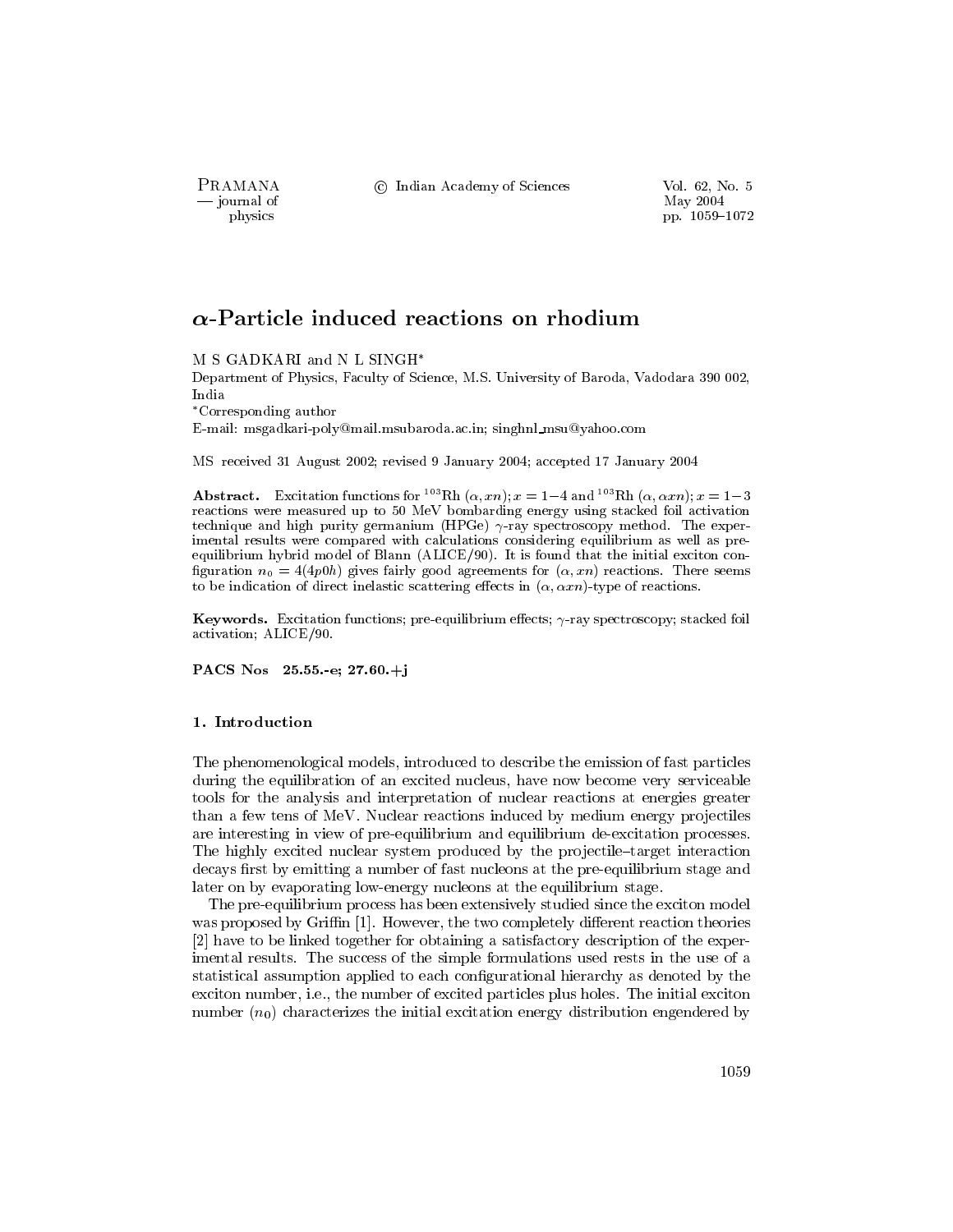# $\alpha$-Particle induced reactions on rhodium

M S GADKARI and N L SINGH*

Department of Physics, Faculty of Science, M.S. University of Baroda, Vadodara 390 002, India

*Corresponding author

E-mail: msgadkari-poly@mail.msubaroda.ac.in; singhnl_msu@yahoo.com

MS received 31 August 2002; revised 9 January 2004; accepted 17 January 2004

**Abstract.** Excitation functions for $^{103}$Rh $(\alpha, xn); x = 1\text{–}4$ and $^{103}$Rh $(\alpha, \alpha xn); x = 1-3$ reactions were measured up to 50 MeV bombarding energy using stacked foil activation technique and high purity germanium (HPGe) $\gamma$-ray spectroscopy method. The experimental results were compared with calculations considering equilibrium as well as pre-equilibrium hybrid model of Blann (ALICE/90). It is found that the initial exciton configuration $n_0 = 4(4p0h)$ gives fairly good agreements for $(\alpha, xn)$ reactions. There seems to be indication of direct inelastic scattering effects in $(\alpha, \alpha xn)$-type of reactions.

**Keywords.** Excitation functions; pre-equilibrium effects; $\gamma$-ray spectroscopy; stacked foil activation; ALICE/90.

**PACS Nos** 25.55.-e; 27.60.+j

## 1. Introduction

The phenomenological models, introduced to describe the emission of fast particles during the equilibration of an excited nucleus, have now become very serviceable tools for the analysis and interpretation of nuclear reactions at energies greater than a few tens of MeV. Nuclear reactions induced by medium energy projectiles are interesting in view of pre-equilibrium and equilibrium de-excitation processes. The highly excited nuclear system produced by the projectile–target interaction decays first by emitting a number of fast nucleons at the pre-equilibrium stage and later on by evaporating low-energy nucleons at the equilibrium stage.

The pre-equilibrium process has been extensively studied since the exciton model was proposed by Griffin [1]. However, the two completely different reaction theories [2] have to be linked together for obtaining a satisfactory description of the experimental results. The success of the simple formulations used rests in the use of a statistical assumption applied to each configurational hierarchy as denoted by the exciton number, i.e., the number of excited particles plus holes. The initial exciton number ($n_0$) characterizes the initial excitation energy distribution engendered by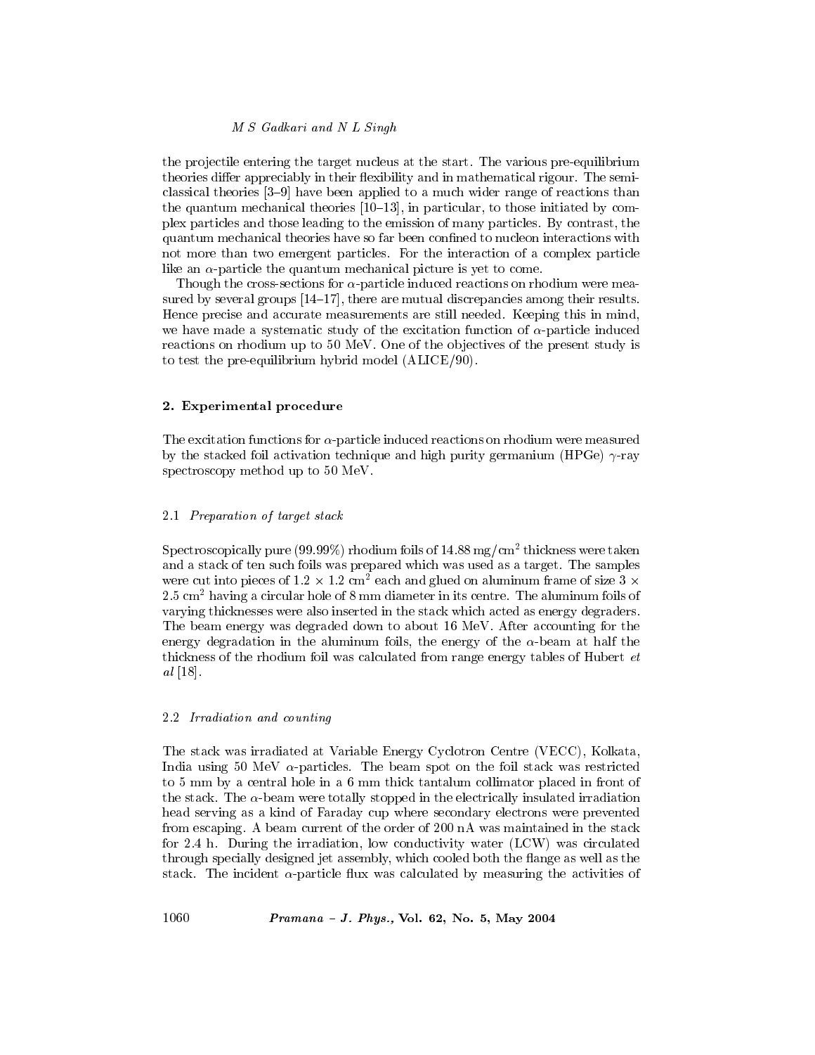the projectile entering the target nucleus at the start. The various pre-equilibrium theories differ appreciably in their flexibility and in mathematical rigour. The semi-classical theories [3–9] have been applied to a much wider range of reactions than the quantum mechanical theories [10–13], in particular, to those initiated by complex particles and those leading to the emission of many particles. By contrast, the quantum mechanical theories have so far been confined to nucleon interactions with not more than two emergent particles. For the interaction of a complex particle like an $\alpha$-particle the quantum mechanical picture is yet to come.

Though the cross-sections for $\alpha$-particle induced reactions on rhodium were measured by several groups [14–17], there are mutual discrepancies among their results. Hence precise and accurate measurements are still needed. Keeping this in mind, we have made a systematic study of the excitation function of $\alpha$-particle induced reactions on rhodium up to 50 MeV. One of the objectives of the present study is to test the pre-equilibrium hybrid model (ALICE/90).

## 2. Experimental procedure

The excitation functions for $\alpha$-particle induced reactions on rhodium were measured by the stacked foil activation technique and high purity germanium (HPGe) $\gamma$-ray spectroscopy method up to 50 MeV.

### 2.1 *Preparation of target stack*

Spectroscopically pure (99.99%) rhodium foils of 14.88 mg/cm$^2$ thickness were taken and a stack of ten such foils was prepared which was used as a target. The samples were cut into pieces of $1.2 \times 1.2$ cm$^2$ each and glued on aluminum frame of size $3 \times 2.5$ cm$^2$ having a circular hole of 8 mm diameter in its centre. The aluminum foils of varying thicknesses were also inserted in the stack which acted as energy degraders. The beam energy was degraded down to about 16 MeV. After accounting for the energy degradation in the aluminum foils, the energy of the $\alpha$-beam at half the thickness of the rhodium foil was calculated from range energy tables of Hubert *et al* [18].

### 2.2 *Irradiation and counting*

The stack was irradiated at Variable Energy Cyclotron Centre (VECC), Kolkata, India using 50 MeV $\alpha$-particles. The beam spot on the foil stack was restricted to 5 mm by a central hole in a 6 mm thick tantalum collimator placed in front of the stack. The $\alpha$-beam were totally stopped in the electrically insulated irradiation head serving as a kind of Faraday cup where secondary electrons were prevented from escaping. A beam current of the order of 200 nA was maintained in the stack for 2.4 h. During the irradiation, low conductivity water (LCW) was circulated through specially designed jet assembly, which cooled both the flange as well as the stack. The incident $\alpha$-particle flux was calculated by measuring the activities of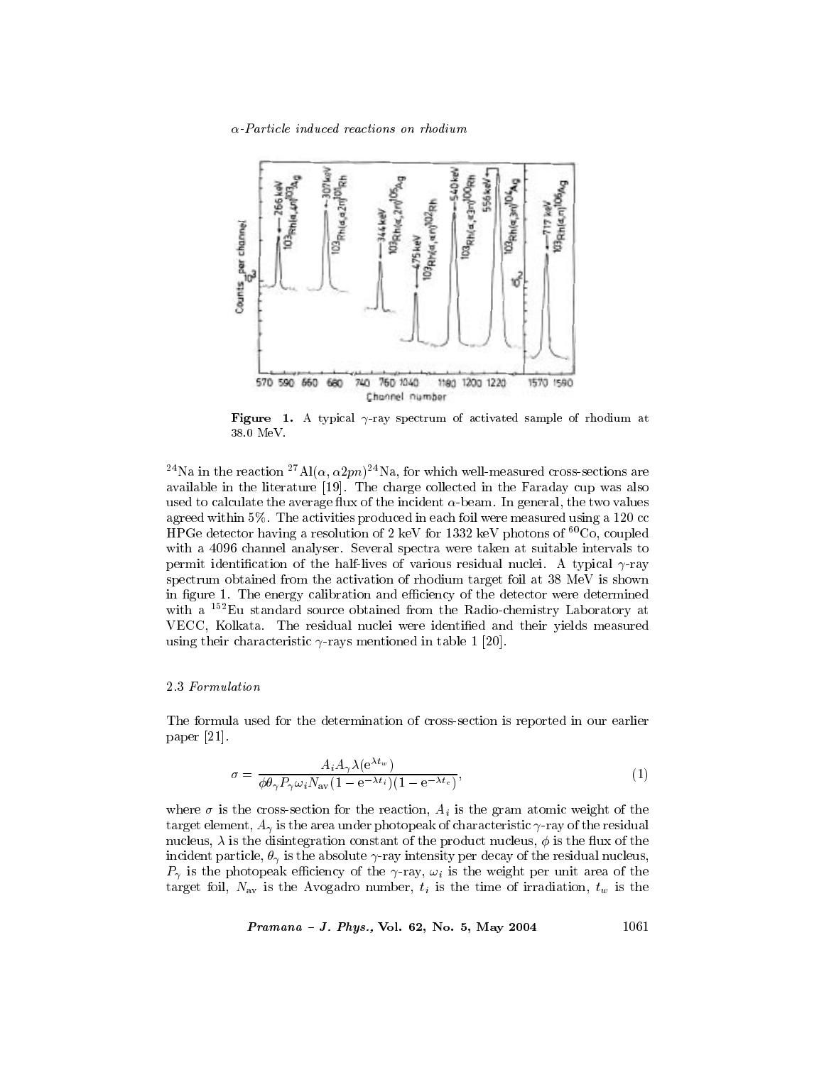Figure 1. A typical $\gamma$-ray spectrum of activated sample of rhodium at 38.0 MeV.

$^{24}$Na in the reaction $^{27}$Al$(\alpha, \alpha 2pn)^{24}$Na, for which well-measured cross-sections are available in the literature [19]. The charge collected in the Faraday cup was also used to calculate the average flux of the incident $\alpha$-beam. In general, the two values agreed within 5%. The activities produced in each foil were measured using a 120 cc HPGe detector having a resolution of 2 keV for 1332 keV photons of $^{60}$Co, coupled with a 4096 channel analyser. Several spectra were taken at suitable intervals to permit identification of the half-lives of various residual nuclei. A typical $\gamma$-ray spectrum obtained from the activation of rhodium target foil at 38 MeV is shown in figure 1. The energy calibration and efficiency of the detector were determined with a $^{152}$Eu standard source obtained from the Radio-chemistry Laboratory at VECC, Kolkata. The residual nuclei were identified and their yields measured using their characteristic $\gamma$-rays mentioned in table 1 [20].

### 2.3 *Formulation*

The formula used for the determination of cross-section is reported in our earlier paper [21].

$$\sigma = \frac{A_i A_\gamma \lambda (\mathrm{e}^{\lambda t_w})}{\phi \theta_\gamma P_\gamma \omega_i N_{\mathrm{av}} (1 - \mathrm{e}^{-\lambda t_i})(1 - \mathrm{e}^{-\lambda t_c})}, \tag{1}$$

where $\sigma$ is the cross-section for the reaction, $A_i$ is the gram atomic weight of the target element, $A_\gamma$ is the area under photopeak of characteristic $\gamma$-ray of the residual nucleus, $\lambda$ is the disintegration constant of the product nucleus, $\phi$ is the flux of the incident particle, $\theta_\gamma$ is the absolute $\gamma$-ray intensity per decay of the residual nucleus, $P_\gamma$ is the photopeak efficiency of the $\gamma$-ray, $\omega_i$ is the weight per unit area of the target foil, $N_{\mathrm{av}}$ is the Avogadro number, $t_i$ is the time of irradiation, $t_w$ is the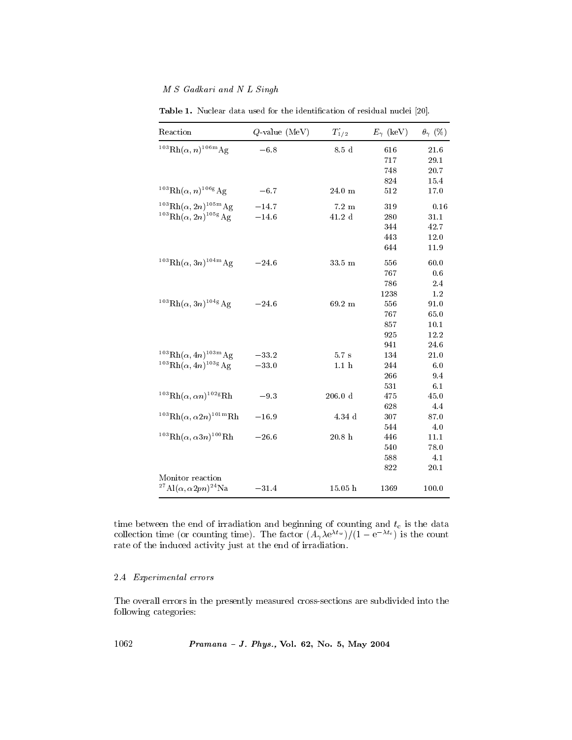**Table 1.** Nuclear data used for the identification of residual nuclei [20].

| Reaction | $Q$-value (MeV) | $T_{1/2}$ | $E_\gamma$ (keV) | $\theta_\gamma$ (%) |
|---|---|---|---|---|
| $^{103}$Rh$(\alpha, n)^{106m}$Ag | −6.8 | 8.5 d | 616 | 21.6 |
| | | | 717 | 29.1 |
| | | | 748 | 20.7 |
| | | | 824 | 15.4 |
| $^{103}$Rh$(\alpha, n)^{106g}$Ag | −6.7 | 24.0 m | 512 | 17.0 |
| $^{103}$Rh$(\alpha, 2n)^{105m}$Ag | −14.7 | 7.2 m | 319 | 0.16 |
| $^{103}$Rh$(\alpha, 2n)^{105g}$Ag | −14.6 | 41.2 d | 280 | 31.1 |
| | | | 344 | 42.7 |
| | | | 443 | 12.0 |
| | | | 644 | 11.9 |
| $^{103}$Rh$(\alpha, 3n)^{104m}$Ag | −24.6 | 33.5 m | 556 | 60.0 |
| | | | 767 | 0.6 |
| | | | 786 | 2.4 |
| | | | 1238 | 1.2 |
| $^{103}$Rh$(\alpha, 3n)^{104g}$Ag | −24.6 | 69.2 m | 556 | 91.0 |
| | | | 767 | 65.0 |
| | | | 857 | 10.1 |
| | | | 925 | 12.2 |
| | | | 941 | 24.6 |
| $^{103}$Rh$(\alpha, 4n)^{103m}$Ag | −33.2 | 5.7 s | 134 | 21.0 |
| $^{103}$Rh$(\alpha, 4n)^{103g}$Ag | −33.0 | 1.1 h | 244 | 6.0 |
| | | | 266 | 9.4 |
| | | | 531 | 6.1 |
| $^{103}$Rh$(\alpha, \alpha n)^{102g}$Rh | −9.3 | 206.0 d | 475 | 45.0 |
| | | | 628 | 4.4 |
| $^{103}$Rh$(\alpha, \alpha 2n)^{101m}$Rh | −16.9 | 4.34 d | 307 | 87.0 |
| | | | 544 | 4.0 |
| $^{103}$Rh$(\alpha, \alpha 3n)^{100}$Rh | −26.6 | 20.8 h | 446 | 11.1 |
| | | | 540 | 78.0 |
| | | | 588 | 4.1 |
| | | | 822 | 20.1 |
| Monitor reaction | | | | |
| $^{27}$Al$(\alpha, \alpha 2pn)^{24}$Na | −31.4 | 15.05 h | 1369 | 100.0 |

time between the end of irradiation and beginning of counting and $t_c$ is the data collection time (or counting time). The factor $(A_\gamma \lambda e^{\lambda t_w})/(1 - e^{-\lambda t_c})$ is the count rate of the induced activity just at the end of irradiation.

### 2.4 *Experimental errors*

The overall errors in the presently measured cross-sections are subdivided into the following categories: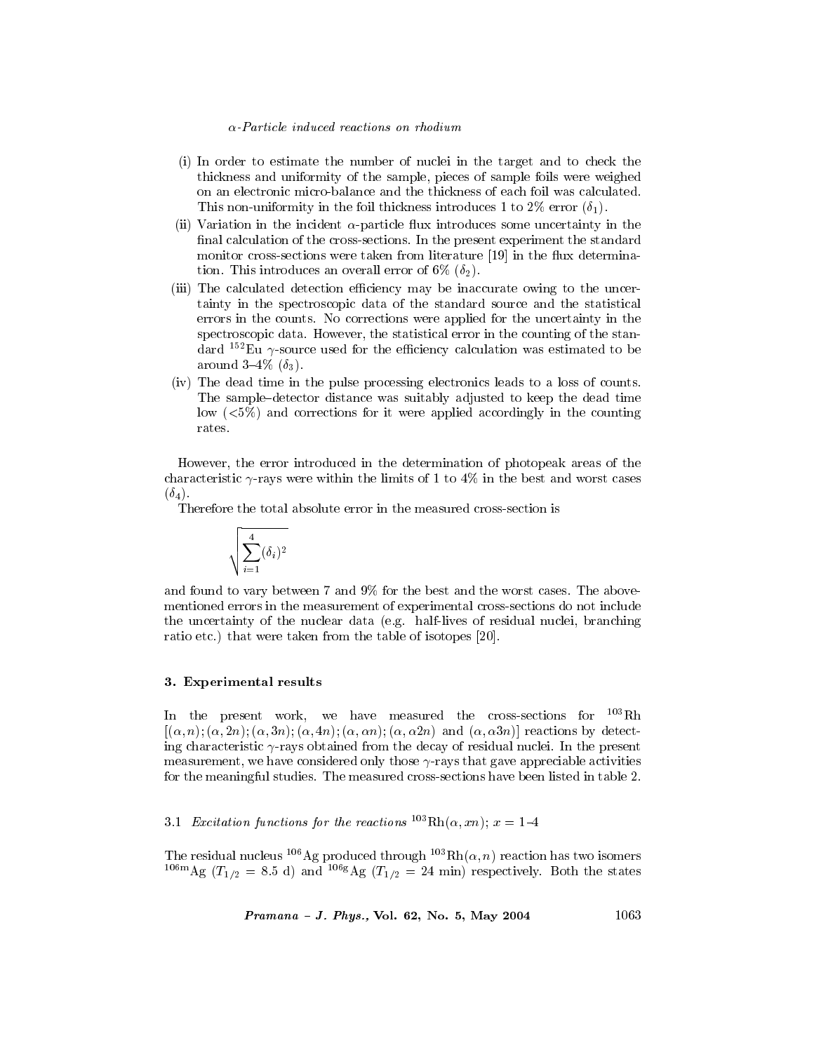(i) In order to estimate the number of nuclei in the target and to check the thickness and uniformity of the sample, pieces of sample foils were weighed on an electronic micro-balance and the thickness of each foil was calculated. This non-uniformity in the foil thickness introduces 1 to 2% error ($\delta_1$).

(ii) Variation in the incident $\alpha$-particle flux introduces some uncertainty in the final calculation of the cross-sections. In the present experiment the standard monitor cross-sections were taken from literature [19] in the flux determination. This introduces an overall error of 6% ($\delta_2$).

(iii) The calculated detection efficiency may be inaccurate owing to the uncertainty in the spectroscopic data of the standard source and the statistical errors in the counts. No corrections were applied for the uncertainty in the spectroscopic data. However, the statistical error in the counting of the standard $^{152}$Eu $\gamma$-source used for the efficiency calculation was estimated to be around 3–4% ($\delta_3$).

(iv) The dead time in the pulse processing electronics leads to a loss of counts. The sample–detector distance was suitably adjusted to keep the dead time low (<5%) and corrections for it were applied accordingly in the counting rates.

However, the error introduced in the determination of photopeak areas of the characteristic $\gamma$-rays were within the limits of 1 to 4% in the best and worst cases ($\delta_4$).

Therefore the total absolute error in the measured cross-section is

$$\sqrt{\sum_{i=1}^{4}(\delta_i)^2}$$

and found to vary between 7 and 9% for the best and the worst cases. The above-mentioned errors in the measurement of experimental cross-sections do not include the uncertainty of the nuclear data (e.g. half-lives of residual nuclei, branching ratio etc.) that were taken from the table of isotopes [20].

## 3. Experimental results

In the present work, we have measured the cross-sections for $^{103}$Rh $[(\alpha, n); (\alpha, 2n); (\alpha, 3n); (\alpha, 4n); (\alpha, \alpha n); (\alpha, \alpha 2n)$ and $(\alpha, \alpha 3n)]$ reactions by detecting characteristic $\gamma$-rays obtained from the decay of residual nuclei. In the present measurement, we have considered only those $\gamma$-rays that gave appreciable activities for the meaningful studies. The measured cross-sections have been listed in table 2.

### 3.1 *Excitation functions for the reactions* $^{103}$Rh$(\alpha, xn)$; $x$ = 1–4

The residual nucleus $^{106}$Ag produced through $^{103}$Rh$(\alpha, n)$ reaction has two isomers $^{106\text{m}}$Ag ($T_{1/2}$ = 8.5 d) and $^{106\text{g}}$Ag ($T_{1/2}$ = 24 min) respectively. Both the states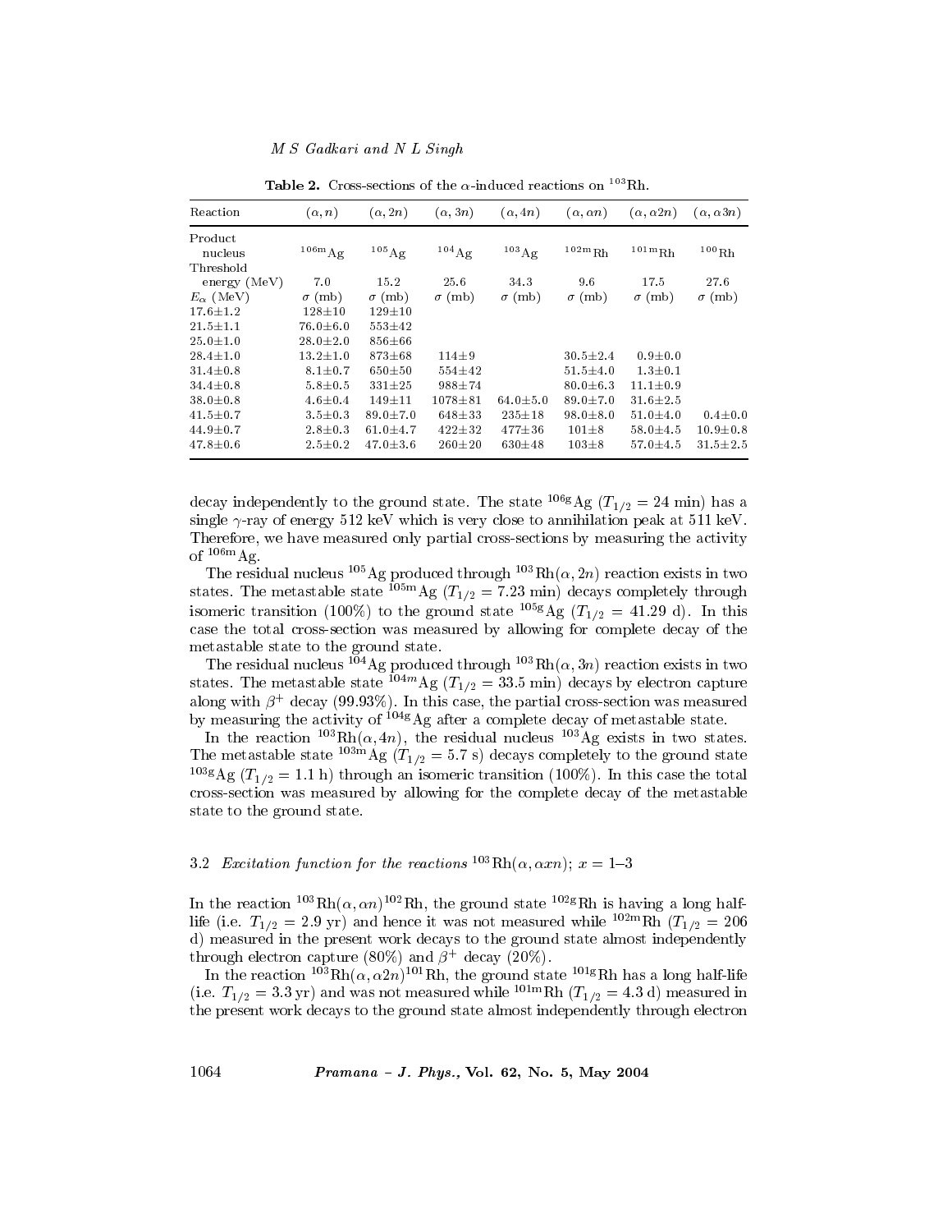**Table 2.** Cross-sections of the $\alpha$-induced reactions on $^{103}$Rh.

| Reaction | $(\alpha, n)$ | $(\alpha, 2n)$ | $(\alpha, 3n)$ | $(\alpha, 4n)$ | $(\alpha, \alpha n)$ | $(\alpha, \alpha 2n)$ | $(\alpha, \alpha 3n)$ |
|---|---|---|---|---|---|---|---|
| Product nucleus | $^{106m}$Ag | $^{105}$Ag | $^{104}$Ag | $^{103}$Ag | $^{102m}$Rh | $^{101m}$Rh | $^{100}$Rh |
| Threshold energy (MeV) | 7.0 | 15.2 | 25.6 | 34.3 | 9.6 | 17.5 | 27.6 |
| $E_\alpha$ (MeV) | $\sigma$ (mb) | $\sigma$ (mb) | $\sigma$ (mb) | $\sigma$ (mb) | $\sigma$ (mb) | $\sigma$ (mb) | $\sigma$ (mb) |
| 17.6±1.2 | 128±10 | 129±10 | | | | | |
| 21.5±1.1 | 76.0±6.0 | 553±42 | | | | | |
| 25.0±1.0 | 28.0±2.0 | 856±66 | | | | | |
| 28.4±1.0 | 13.2±1.0 | 873±68 | 114±9 | | 30.5±2.4 | 0.9±0.0 | |
| 31.4±0.8 | 8.1±0.7 | 650±50 | 554±42 | | 51.5±4.0 | 1.3±0.1 | |
| 34.4±0.8 | 5.8±0.5 | 331±25 | 988±74 | | 80.0±6.3 | 11.1±0.9 | |
| 38.0±0.8 | 4.6±0.4 | 149±11 | 1078±81 | 64.0±5.0 | 89.0±7.0 | 31.6±2.5 | |
| 41.5±0.7 | 3.5±0.3 | 89.0±7.0 | 648±33 | 235±18 | 98.0±8.0 | 51.0±4.0 | 0.4±0.0 |
| 44.9±0.7 | 2.8±0.3 | 61.0±4.7 | 422±32 | 477±36 | 101±8 | 58.0±4.5 | 10.9±0.8 |
| 47.8±0.6 | 2.5±0.2 | 47.0±3.6 | 260±20 | 630±48 | 103±8 | 57.0±4.5 | 31.5±2.5 |

decay independently to the ground state. The state $^{106g}$Ag ($T_{1/2} = 24$ min) has a single $\gamma$-ray of energy 512 keV which is very close to annihilation peak at 511 keV. Therefore, we have measured only partial cross-sections by measuring the activity of $^{106m}$Ag.

The residual nucleus $^{105}$Ag produced through $^{103}$Rh$(\alpha, 2n)$ reaction exists in two states. The metastable state $^{105m}$Ag ($T_{1/2} = 7.23$ min) decays completely through isomeric transition (100%) to the ground state $^{105g}$Ag ($T_{1/2} = 41.29$ d). In this case the total cross-section was measured by allowing for complete decay of the metastable state to the ground state.

The residual nucleus $^{104}$Ag produced through $^{103}$Rh$(\alpha, 3n)$ reaction exists in two states. The metastable state $^{104m}$Ag ($T_{1/2} = 33.5$ min) decays by electron capture along with $\beta^+$ decay (99.93%). In this case, the partial cross-section was measured by measuring the activity of $^{104g}$Ag after a complete decay of metastable state.

In the reaction $^{103}$Rh$(\alpha, 4n)$, the residual nucleus $^{103}$Ag exists in two states. The metastable state $^{103m}$Ag ($T_{1/2} = 5.7$ s) decays completely to the ground state $^{103g}$Ag ($T_{1/2} = 1.1$ h) through an isomeric transition (100%). In this case the total cross-section was measured by allowing for the complete decay of the metastable state to the ground state.

### 3.2 *Excitation function for the reactions* $^{103}$Rh$(\alpha, \alpha xn)$; $x = 1$–$3$

In the reaction $^{103}$Rh$(\alpha, \alpha n)^{102}$Rh, the ground state $^{102g}$Rh is having a long half-life (i.e. $T_{1/2} = 2.9$ yr) and hence it was not measured while $^{102m}$Rh ($T_{1/2} = 206$ d) measured in the present work decays to the ground state almost independently through electron capture (80%) and $\beta^+$ decay (20%).

In the reaction $^{103}$Rh$(\alpha, \alpha 2n)^{101}$Rh, the ground state $^{101g}$Rh has a long half-life (i.e. $T_{1/2} = 3.3$ yr) and was not measured while $^{101m}$Rh ($T_{1/2} = 4.3$ d) measured in the present work decays to the ground state almost independently through electron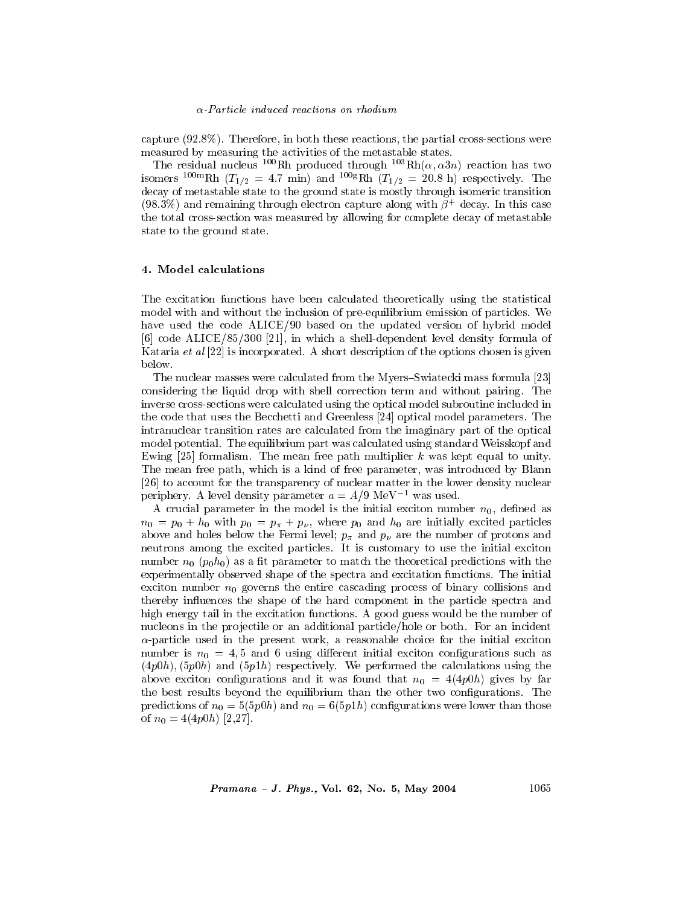capture (92.8%). Therefore, in both these reactions, the partial cross-sections were measured by measuring the activities of the metastable states.

The residual nucleus $^{100}$Rh produced through $^{103}$Rh$(\alpha, \alpha 3n)$ reaction has two isomers $^{100\text{m}}$Rh ($T_{1/2}$ = 4.7 min) and $^{100\text{g}}$Rh ($T_{1/2}$ = 20.8 h) respectively. The decay of metastable state to the ground state is mostly through isomeric transition (98.3%) and remaining through electron capture along with $\beta^+$ decay. In this case the total cross-section was measured by allowing for complete decay of metastable state to the ground state.

## 4. Model calculations

The excitation functions have been calculated theoretically using the statistical model with and without the inclusion of pre-equilibrium emission of particles. We have used the code ALICE/90 based on the updated version of hybrid model [6] code ALICE/85/300 [21], in which a shell-dependent level density formula of Kataria *et al* [22] is incorporated. A short description of the options chosen is given below.

The nuclear masses were calculated from the Myers–Swiatecki mass formula [23] considering the liquid drop with shell correction term and without pairing. The inverse cross-sections were calculated using the optical model subroutine included in the code that uses the Becchetti and Greenless [24] optical model parameters. The intranuclear transition rates are calculated from the imaginary part of the optical model potential. The equilibrium part was calculated using standard Weisskopf and Ewing [25] formalism. The mean free path multiplier $k$ was kept equal to unity. The mean free path, which is a kind of free parameter, was introduced by Blann [26] to account for the transparency of nuclear matter in the lower density nuclear periphery. A level density parameter $a = A/9$ MeV$^{-1}$ was used.

A crucial parameter in the model is the initial exciton number $n_0$, defined as $n_0 = p_0 + h_0$ with $p_0 = p_\pi + p_\nu$, where $p_0$ and $h_0$ are initially excited particles above and holes below the Fermi level; $p_\pi$ and $p_\nu$ are the number of protons and neutrons among the excited particles. It is customary to use the initial exciton number $n_0$ ($p_0 h_0$) as a fit parameter to match the theoretical predictions with the experimentally observed shape of the spectra and excitation functions. The initial exciton number $n_0$ governs the entire cascading process of binary collisions and thereby influences the shape of the hard component in the particle spectra and high energy tail in the excitation functions. A good guess would be the number of nucleons in the projectile or an additional particle/hole or both. For an incident $\alpha$-particle used in the present work, a reasonable choice for the initial exciton number is $n_0 = 4, 5$ and $6$ using different initial exciton configurations such as $(4p0h)$, $(5p0h)$ and $(5p1h)$ respectively. We performed the calculations using the above exciton configurations and it was found that $n_0 = 4(4p0h)$ gives by far the best results beyond the equilibrium than the other two configurations. The predictions of $n_0 = 5(5p0h)$ and $n_0 = 6(5p1h)$ configurations were lower than those of $n_0 = 4(4p0h)$ [2,27].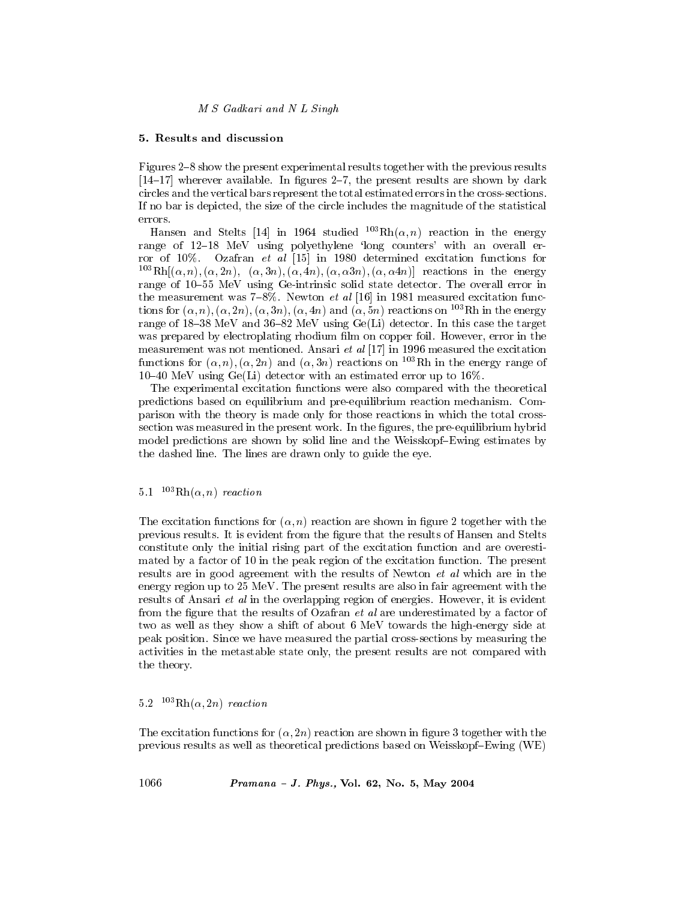## 5. Results and discussion

Figures 2–8 show the present experimental results together with the previous results [14–17] wherever available. In figures 2–7, the present results are shown by dark circles and the vertical bars represent the total estimated errors in the cross-sections. If no bar is depicted, the size of the circle includes the magnitude of the statistical errors.

Hansen and Stelts [14] in 1964 studied $^{103}$Rh$(\alpha, n)$ reaction in the energy range of 12–18 MeV using polyethylene 'long counters' with an overall error of 10%. Ozafran *et al* [15] in 1980 determined excitation functions for $^{103}$Rh$[(\alpha, n), (\alpha, 2n), (\alpha, 3n), (\alpha, 4n), (\alpha, \alpha 3n), (\alpha, \alpha 4n)]$ reactions in the energy range of 10–55 MeV using Ge-intrinsic solid state detector. The overall error in the measurement was 7–8%. Newton *et al* [16] in 1981 measured excitation functions for $(\alpha, n), (\alpha, 2n), (\alpha, 3n), (\alpha, 4n)$ and $(\alpha, 5n)$ reactions on $^{103}$Rh in the energy range of 18–38 MeV and 36–82 MeV using Ge(Li) detector. In this case the target was prepared by electroplating rhodium film on copper foil. However, error in the measurement was not mentioned. Ansari *et al* [17] in 1996 measured the excitation functions for $(\alpha, n), (\alpha, 2n)$ and $(\alpha, 3n)$ reactions on $^{103}$Rh in the energy range of 10–40 MeV using Ge(Li) detector with an estimated error up to 16%.

The experimental excitation functions were also compared with the theoretical predictions based on equilibrium and pre-equilibrium reaction mechanism. Comparison with the theory is made only for those reactions in which the total cross-section was measured in the present work. In the figures, the pre-equilibrium hybrid model predictions are shown by solid line and the Weisskopf–Ewing estimates by the dashed line. The lines are drawn only to guide the eye.

### 5.1 $^{103}$Rh$(\alpha, n)$ *reaction*

The excitation functions for $(\alpha, n)$ reaction are shown in figure 2 together with the previous results. It is evident from the figure that the results of Hansen and Stelts constitute only the initial rising part of the excitation function and are overestimated by a factor of 10 in the peak region of the excitation function. The present results are in good agreement with the results of Newton *et al* which are in the energy region up to 25 MeV. The present results are also in fair agreement with the results of Ansari *et al* in the overlapping region of energies. However, it is evident from the figure that the results of Ozafran *et al* are underestimated by a factor of two as well as they show a shift of about 6 MeV towards the high-energy side at peak position. Since we have measured the partial cross-sections by measuring the activities in the metastable state only, the present results are not compared with the theory.

### 5.2 $^{103}$Rh$(\alpha, 2n)$ *reaction*

The excitation functions for $(\alpha, 2n)$ reaction are shown in figure 3 together with the previous results as well as theoretical predictions based on Weisskopf–Ewing (WE)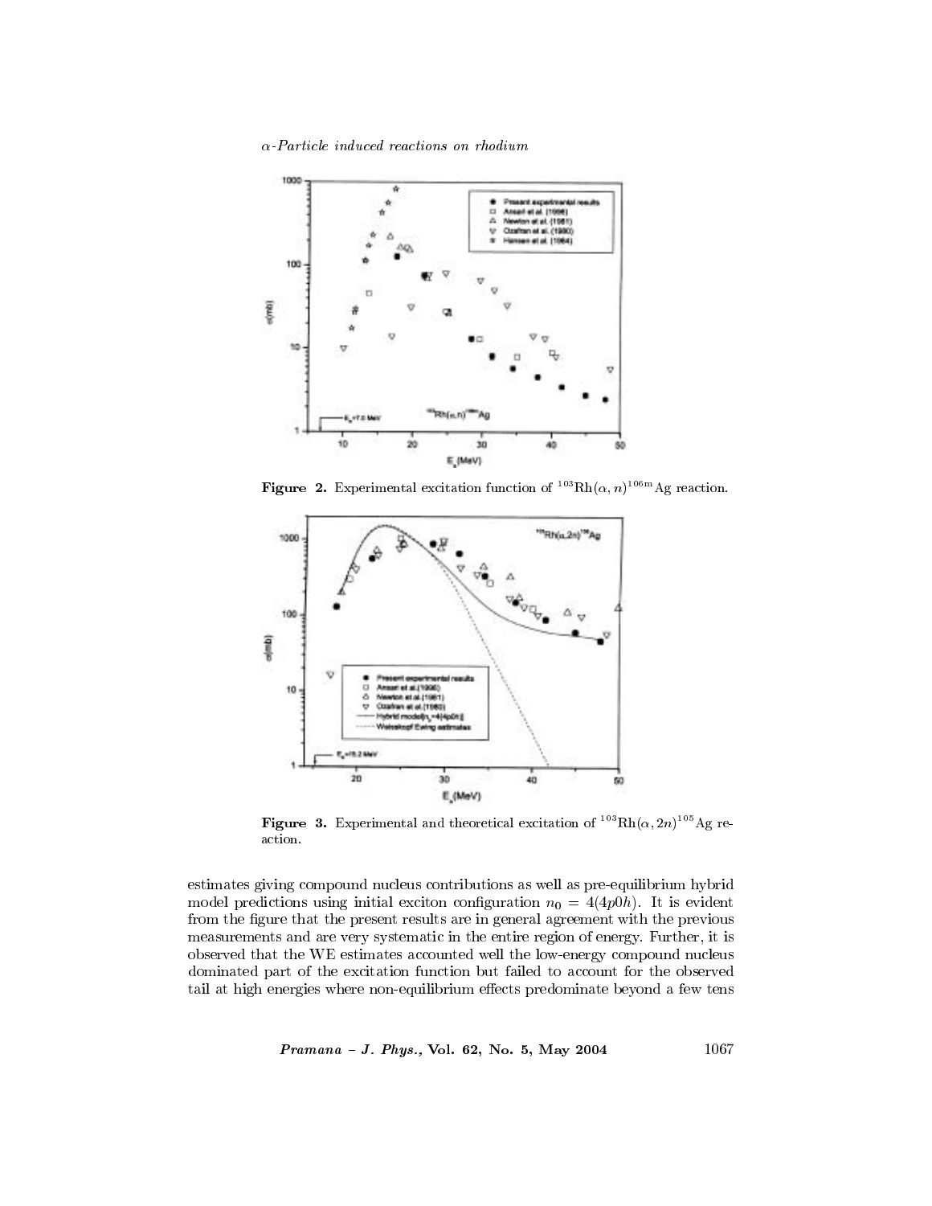**Figure 2.** Experimental excitation function of $^{103}$Rh$(\alpha, n)^{106m}$Ag reaction.

**Figure 3.** Experimental and theoretical excitation of $^{103}$Rh$(\alpha, 2n)^{105}$Ag reaction.

estimates giving compound nucleus contributions as well as pre-equilibrium hybrid model predictions using initial exciton configuration $n_0 = 4(4p0h)$. It is evident from the figure that the present results are in general agreement with the previous measurements and are very systematic in the entire region of energy. Further, it is observed that the WE estimates accounted well the low-energy compound nucleus dominated part of the excitation function but failed to account for the observed tail at high energies where non-equilibrium effects predominate beyond a few tens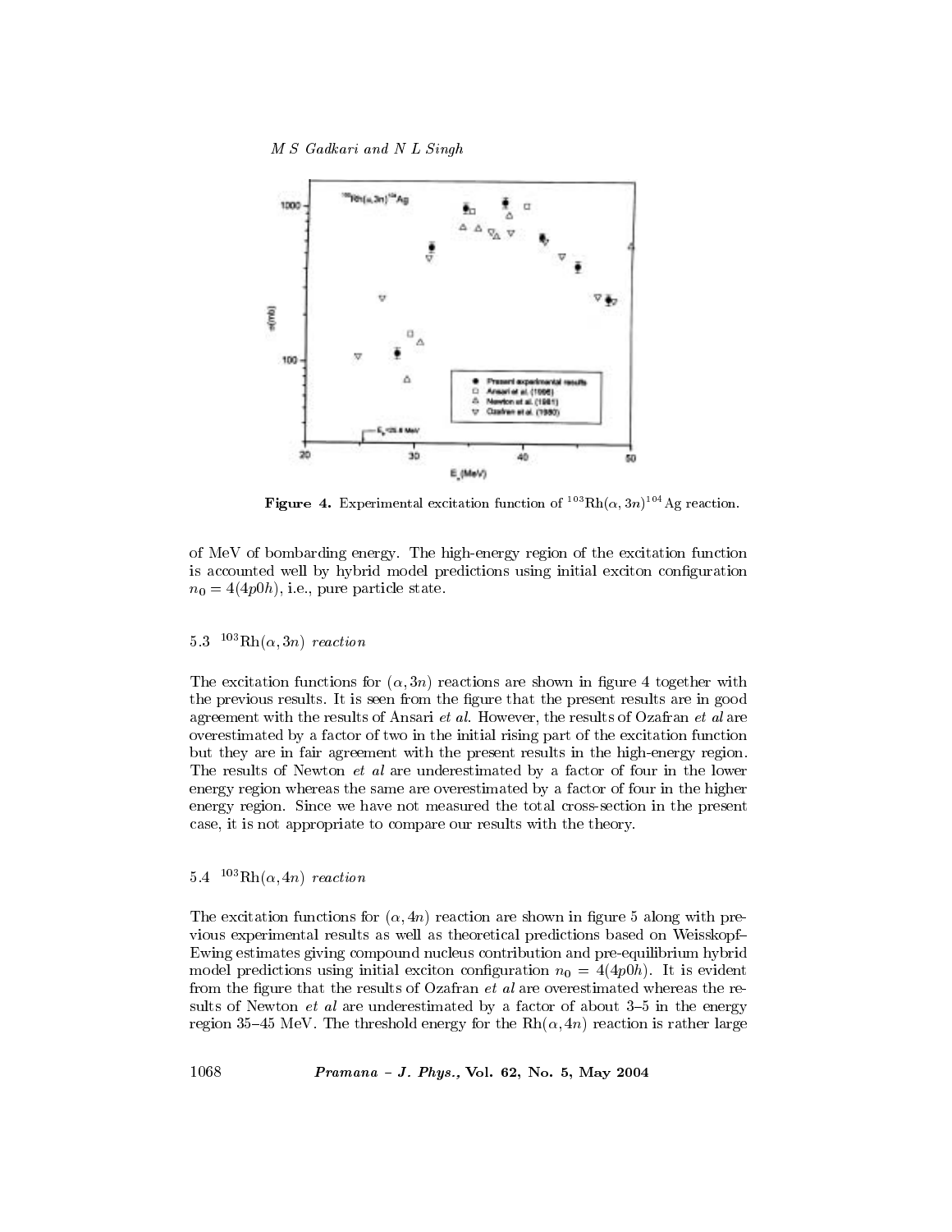**Figure 4.** Experimental excitation function of $^{103}$Rh$(\alpha, 3n)^{104}$Ag reaction.

of MeV of bombarding energy. The high-energy region of the excitation function is accounted well by hybrid model predictions using initial exciton configuration $n_0 = 4(4p0h)$, i.e., pure particle state.

### 5.3 $^{103}$Rh$(\alpha, 3n)$ *reaction*

The excitation functions for $(\alpha, 3n)$ reactions are shown in figure 4 together with the previous results. It is seen from the figure that the present results are in good agreement with the results of Ansari *et al*. However, the results of Ozafran *et al* are overestimated by a factor of two in the initial rising part of the excitation function but they are in fair agreement with the present results in the high-energy region. The results of Newton *et al* are underestimated by a factor of four in the lower energy region whereas the same are overestimated by a factor of four in the higher energy region. Since we have not measured the total cross-section in the present case, it is not appropriate to compare our results with the theory.

### 5.4 $^{103}$Rh$(\alpha, 4n)$ *reaction*

The excitation functions for $(\alpha, 4n)$ reaction are shown in figure 5 along with previous experimental results as well as theoretical predictions based on Weisskopf–Ewing estimates giving compound nucleus contribution and pre-equilibrium hybrid model predictions using initial exciton configuration $n_0 = 4(4p0h)$. It is evident from the figure that the results of Ozafran *et al* are overestimated whereas the results of Newton *et al* are underestimated by a factor of about 3–5 in the energy region 35–45 MeV. The threshold energy for the Rh$(\alpha, 4n)$ reaction is rather large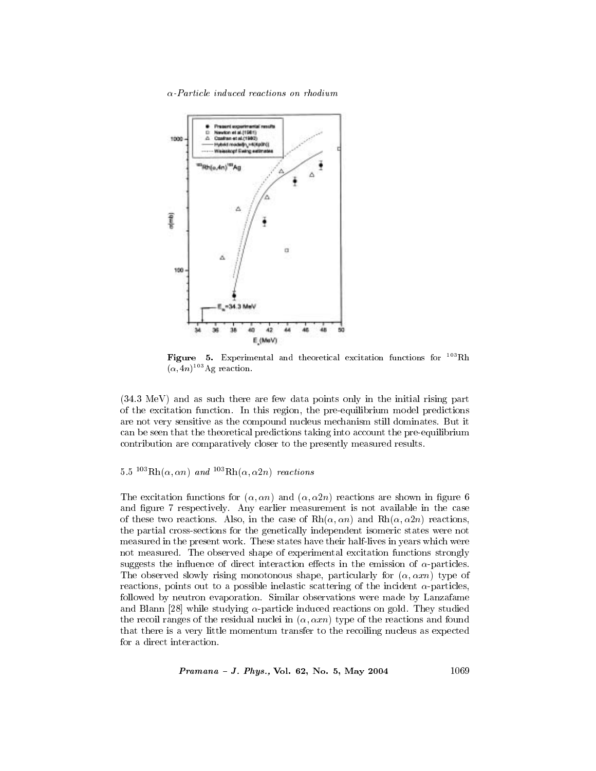**Figure 5.** Experimental and theoretical excitation functions for $^{103}$Rh $(\alpha, 4n)^{103}$Ag reaction.

(34.3 MeV) and as such there are few data points only in the initial rising part of the excitation function. In this region, the pre-equilibrium model predictions are not very sensitive as the compound nucleus mechanism still dominates. But it can be seen that the theoretical predictions taking into account the pre-equilibrium contribution are comparatively closer to the presently measured results.

### 5.5 $^{103}$Rh$(\alpha, \alpha n)$ and $^{103}$Rh$(\alpha, \alpha 2n)$ *reactions*

The excitation functions for $(\alpha, \alpha n)$ and $(\alpha, \alpha 2n)$ reactions are shown in figure 6 and figure 7 respectively. Any earlier measurement is not available in the case of these two reactions. Also, in the case of Rh$(\alpha, \alpha n)$ and Rh$(\alpha, \alpha 2n)$ reactions, the partial cross-sections for the genetically independent isomeric states were not measured in the present work. These states have their half-lives in years which were not measured. The observed shape of experimental excitation functions strongly suggests the influence of direct interaction effects in the emission of $\alpha$-particles. The observed slowly rising monotonous shape, particularly for $(\alpha, \alpha xn)$ type of reactions, points out to a possible inelastic scattering of the incident $\alpha$-particles, followed by neutron evaporation. Similar observations were made by Lanzafame and Blann [28] while studying $\alpha$-particle induced reactions on gold. They studied the recoil ranges of the residual nuclei in $(\alpha, \alpha xn)$ type of the reactions and found that there is a very little momentum transfer to the recoiling nucleus as expected for a direct interaction.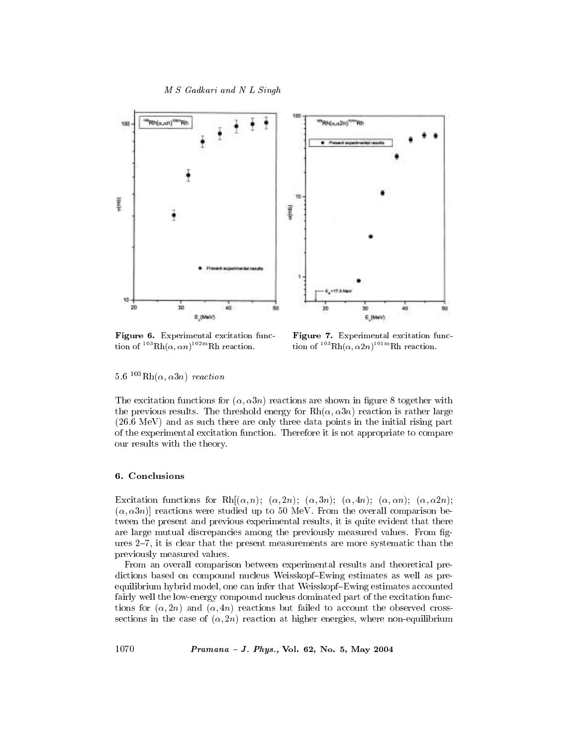Figure 6. Experimental excitation function of $^{103}$Rh$(\alpha, \alpha n)^{102m}$Rh reaction.

Figure 7. Experimental excitation function of $^{103}$Rh$(\alpha, \alpha 2n)^{101m}$Rh reaction.

### 5.6 $^{103}$Rh$(\alpha, \alpha 3n)$ *reaction*

The excitation functions for $(\alpha, \alpha 3n)$ reactions are shown in figure 8 together with the previous results. The threshold energy for Rh$(\alpha, \alpha 3n)$ reaction is rather large (26.6 MeV) and as such there are only three data points in the initial rising part of the experimental excitation function. Therefore it is not appropriate to compare our results with the theory.

## 6. Conclusions

Excitation functions for Rh[$(\alpha, n)$; $(\alpha, 2n)$; $(\alpha, 3n)$; $(\alpha, 4n)$; $(\alpha, \alpha n)$; $(\alpha, \alpha 2n)$; $(\alpha, \alpha 3n)$] reactions were studied up to 50 MeV. From the overall comparison between the present and previous experimental results, it is quite evident that there are large mutual discrepancies among the previously measured values. From figures 2–7, it is clear that the present measurements are more systematic than the previously measured values.

From an overall comparison between experimental results and theoretical predictions based on compound nucleus Weisskopf–Ewing estimates as well as pre-equilibrium hybrid model, one can infer that Weisskopf–Ewing estimates accounted fairly well the low-energy compound nucleus dominated part of the excitation functions for $(\alpha, 2n)$ and $(\alpha, 4n)$ reactions but failed to account the observed cross-sections in the case of $(\alpha, 2n)$ reaction at higher energies, where non-equilibrium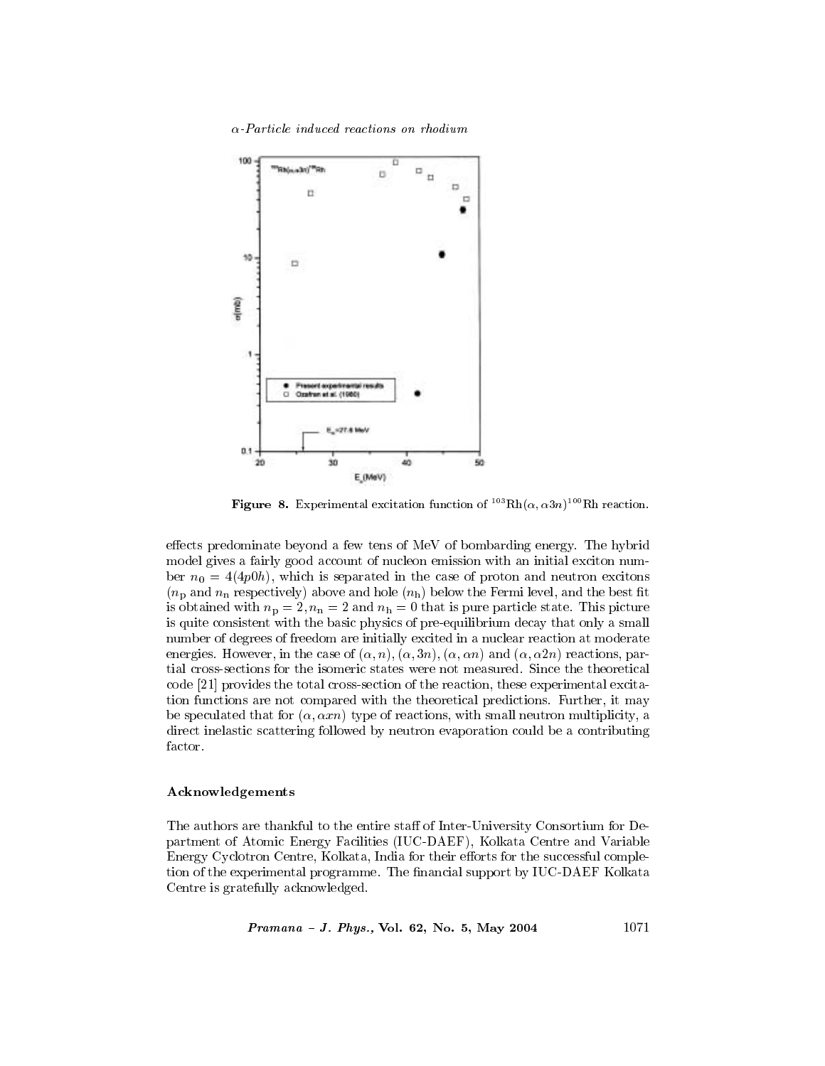**Figure 8.** Experimental excitation function of $^{103}\text{Rh}(\alpha, \alpha 3n)^{100}\text{Rh}$ reaction.

effects predominate beyond a few tens of MeV of bombarding energy. The hybrid model gives a fairly good account of nucleon emission with an initial exciton number $n_0 = 4(4p0h)$, which is separated in the case of proton and neutron excitons ($n_\text{p}$ and $n_\text{n}$ respectively) above and hole ($n_\text{h}$) below the Fermi level, and the best fit is obtained with $n_\text{p} = 2, n_\text{n} = 2$ and $n_\text{h} = 0$ that is pure particle state. This picture is quite consistent with the basic physics of pre-equilibrium decay that only a small number of degrees of freedom are initially excited in a nuclear reaction at moderate energies. However, in the case of $(\alpha, n), (\alpha, 3n), (\alpha, \alpha n)$ and $(\alpha, \alpha 2n)$ reactions, partial cross-sections for the isomeric states were not measured. Since the theoretical code [21] provides the total cross-section of the reaction, these experimental excitation functions are not compared with the theoretical predictions. Further, it may be speculated that for $(\alpha, \alpha xn)$ type of reactions, with small neutron multiplicity, a direct inelastic scattering followed by neutron evaporation could be a contributing factor.

## Acknowledgements

The authors are thankful to the entire staff of Inter-University Consortium for Department of Atomic Energy Facilities (IUC-DAEF), Kolkata Centre and Variable Energy Cyclotron Centre, Kolkata, India for their efforts for the successful completion of the experimental programme. The financial support by IUC-DAEF Kolkata Centre is gratefully acknowledged.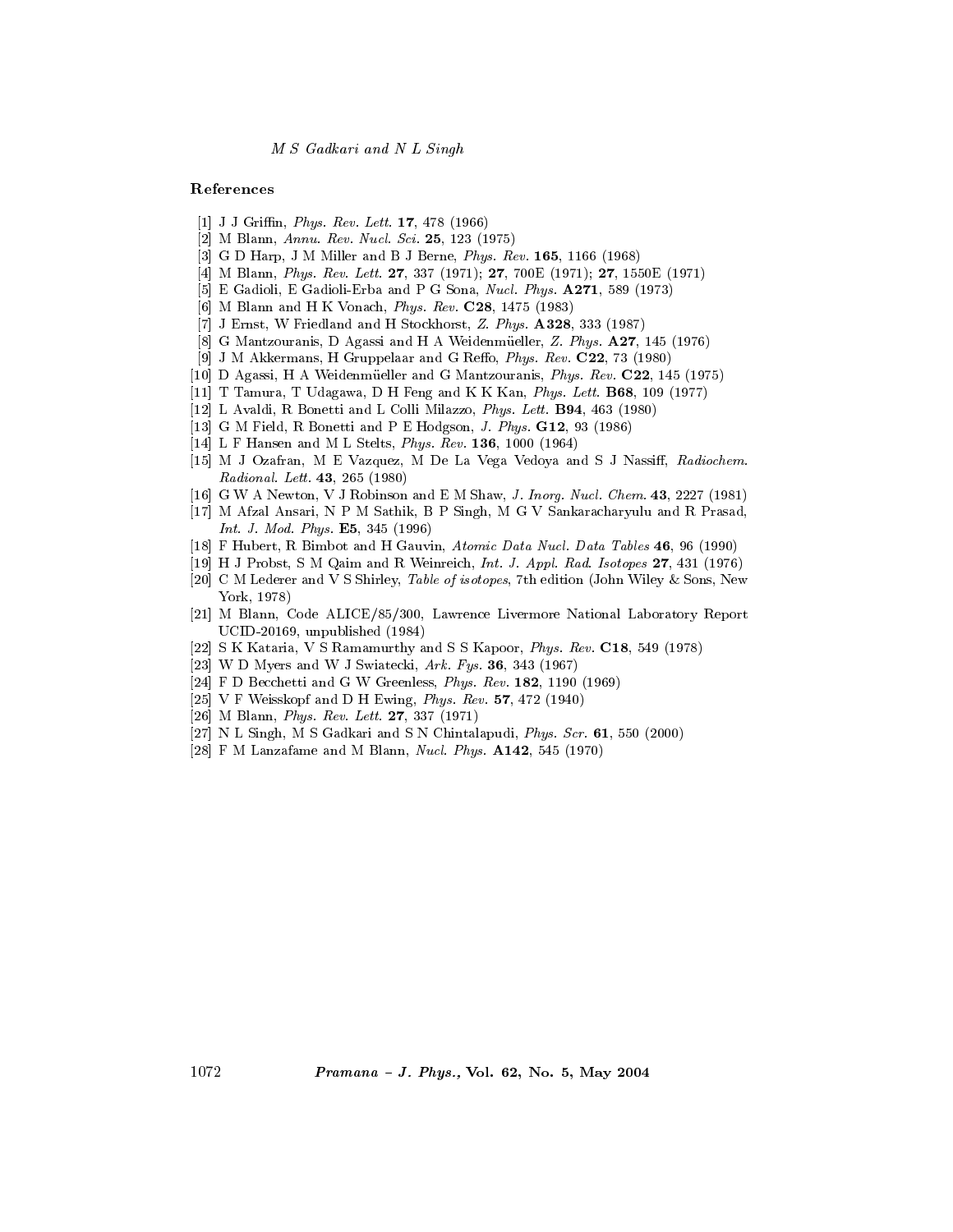## References

[1] J J Griffin, *Phys. Rev. Lett.* **17**, 478 (1966)

[2] M Blann, *Annu. Rev. Nucl. Sci.* **25**, 123 (1975)

[3] G D Harp, J M Miller and B J Berne, *Phys. Rev.* **165**, 1166 (1968)

[4] M Blann, *Phys. Rev. Lett.* **27**, 337 (1971); **27**, 700E (1971); **27**, 1550E (1971)

[5] E Gadioli, E Gadioli-Erba and P G Sona, *Nucl. Phys.* **A271**, 589 (1973)

[6] M Blann and H K Vonach, *Phys. Rev.* **C28**, 1475 (1983)

[7] J Ernst, W Friedland and H Stockhorst, *Z. Phys.* **A328**, 333 (1987)

[8] G Mantzouranis, D Agassi and H A Weidenmüeller, *Z. Phys.* **A27**, 145 (1976)

[9] J M Akkermans, H Gruppelaar and G Reffo, *Phys. Rev.* **C22**, 73 (1980)

[10] D Agassi, H A Weidenmüeller and G Mantzouranis, *Phys. Rev.* **C22**, 145 (1975)

[11] T Tamura, T Udagawa, D H Feng and K K Kan, *Phys. Lett.* **B68**, 109 (1977)

[12] L Avaldi, R Bonetti and L Colli Milazzo, *Phys. Lett.* **B94**, 463 (1980)

[13] G M Field, R Bonetti and P E Hodgson, *J. Phys.* **G12**, 93 (1986)

[14] L F Hansen and M L Stelts, *Phys. Rev.* **136**, 1000 (1964)

[15] M J Ozafran, M E Vazquez, M De La Vega Vedoya and S J Nassiff, *Radiochem. Radional. Lett.* **43**, 265 (1980)

[16] G W A Newton, V J Robinson and E M Shaw, *J. Inorg. Nucl. Chem.* **43**, 2227 (1981)

[17] M Afzal Ansari, N P M Sathik, B P Singh, M G V Sankaracharyulu and R Prasad, *Int. J. Mod. Phys.* **E5**, 345 (1996)

[18] F Hubert, R Bimbot and H Gauvin, *Atomic Data Nucl. Data Tables* **46**, 96 (1990)

[19] H J Probst, S M Qaim and R Weinreich, *Int. J. Appl. Rad. Isotopes* **27**, 431 (1976)

[20] C M Lederer and V S Shirley, *Table of isotopes*, 7th edition (John Wiley & Sons, New York, 1978)

[21] M Blann, Code ALICE/85/300, Lawrence Livermore National Laboratory Report UCID-20169, unpublished (1984)

[22] S K Kataria, V S Ramamurthy and S S Kapoor, *Phys. Rev.* **C18**, 549 (1978)

[23] W D Myers and W J Swiatecki, *Ark. Fys.* **36**, 343 (1967)

[24] F D Becchetti and G W Greenless, *Phys. Rev.* **182**, 1190 (1969)

[25] V F Weisskopf and D H Ewing, *Phys. Rev.* **57**, 472 (1940)

[26] M Blann, *Phys. Rev. Lett.* **27**, 337 (1971)

[27] N L Singh, M S Gadkari and S N Chintalapudi, *Phys. Scr.* **61**, 550 (2000)

[28] F M Lanzafame and M Blann, *Nucl. Phys.* **A142**, 545 (1970)